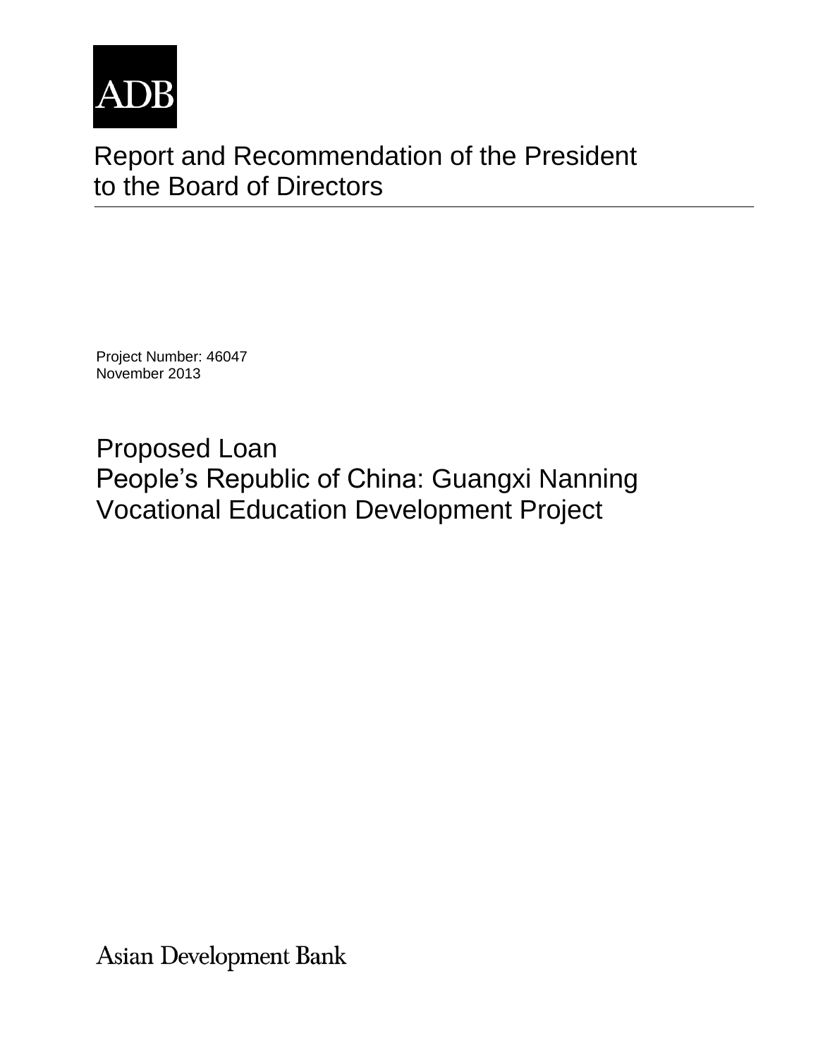ADB

# Report and Recommendation of the President to the Board of Directors

Project Number: 46047
November 2013

## Proposed Loan
## People's Republic of China: Guangxi Nanning Vocational Education Development Project

Asian Development Bank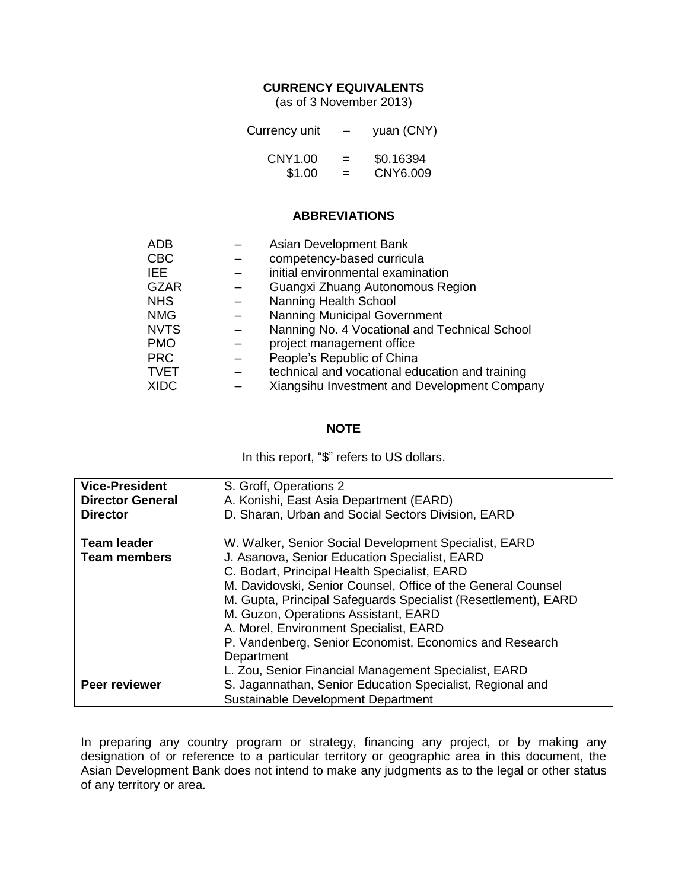## CURRENCY EQUIVALENTS

(as of 3 November 2013)

| | | |
|---|---|---|
| Currency unit | – | yuan (CNY) |
| CNY1.00 | = | $0.16394 |
| $1.00 | = | CNY6.009 |

## ABBREVIATIONS

| | | |
|---|---|---|
| ADB | – | Asian Development Bank |
| CBC | – | competency-based curricula |
| IEE | – | initial environmental examination |
| GZAR | – | Guangxi Zhuang Autonomous Region |
| NHS | – | Nanning Health School |
| NMG | – | Nanning Municipal Government |
| NVTS | – | Nanning No. 4 Vocational and Technical School |
| PMO | – | project management office |
| PRC | – | People's Republic of China |
| TVET | – | technical and vocational education and training |
| XIDC | – | Xiangsihu Investment and Development Company |

## NOTE

In this report, "$" refers to US dollars.

| | |
|---|---|
| **Vice-President** | S. Groff, Operations 2 |
| **Director General** | A. Konishi, East Asia Department (EARD) |
| **Director** | D. Sharan, Urban and Social Sectors Division, EARD |
| | |
| **Team leader** | W. Walker, Senior Social Development Specialist, EARD |
| **Team members** | J. Asanova, Senior Education Specialist, EARD |
| | C. Bodart, Principal Health Specialist, EARD |
| | M. Davidovski, Senior Counsel, Office of the General Counsel |
| | M. Gupta, Principal Safeguards Specialist (Resettlement), EARD |
| | M. Guzon, Operations Assistant, EARD |
| | A. Morel, Environment Specialist, EARD |
| | P. Vandenberg, Senior Economist, Economics and Research Department |
| | L. Zou, Senior Financial Management Specialist, EARD |
| **Peer reviewer** | S. Jagannathan, Senior Education Specialist, Regional and Sustainable Development Department |

In preparing any country program or strategy, financing any project, or by making any designation of or reference to a particular territory or geographic area in this document, the Asian Development Bank does not intend to make any judgments as to the legal or other status of any territory or area.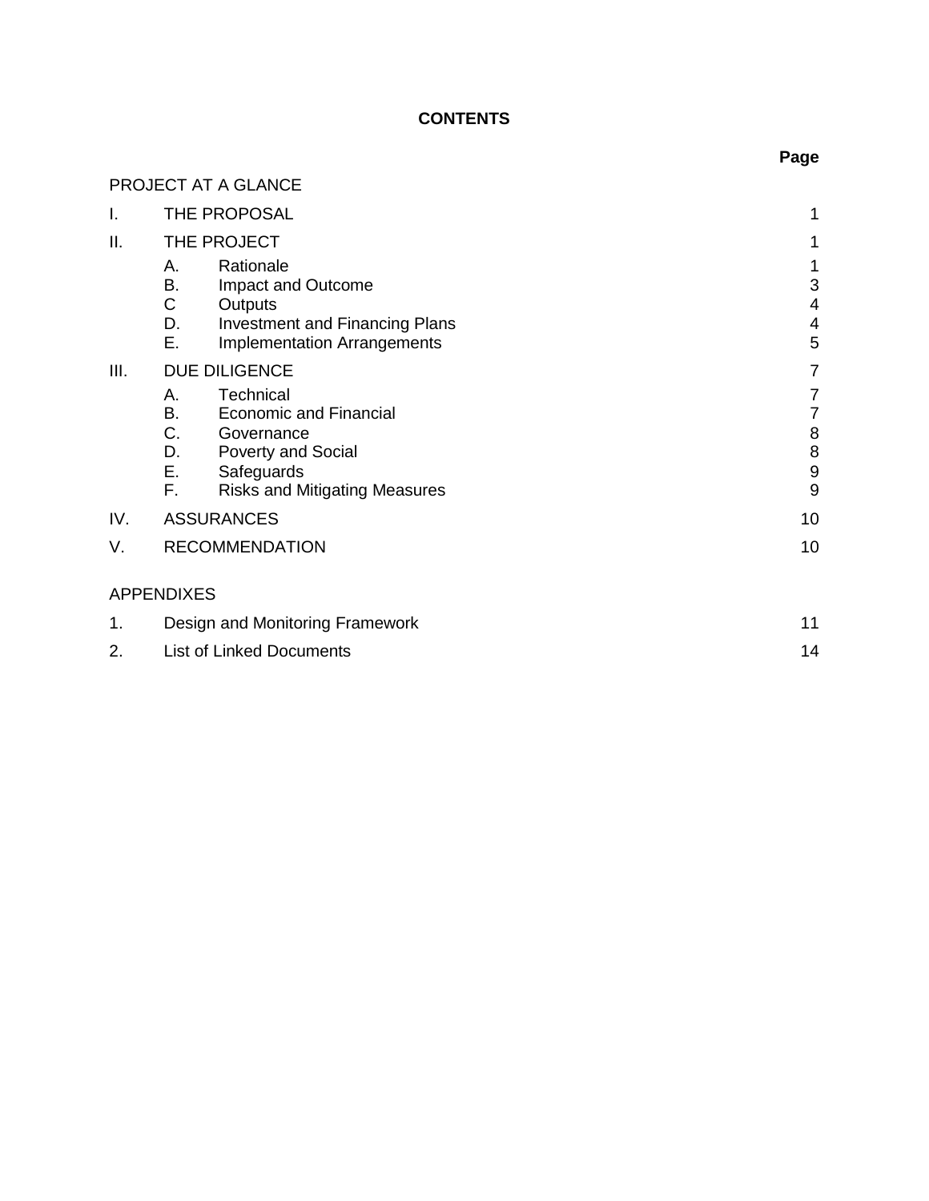## CONTENTS

| | | Page |
|---|---|---|
| PROJECT AT A GLANCE | | |
| I. | THE PROPOSAL | 1 |
| II. | THE PROJECT | 1 |
| | A. Rationale | 1 |
| | B. Impact and Outcome | 3 |
| | C Outputs | 4 |
| | D. Investment and Financing Plans | 4 |
| | E. Implementation Arrangements | 5 |
| III. | DUE DILIGENCE | 7 |
| | A. Technical | 7 |
| | B. Economic and Financial | 7 |
| | C. Governance | 8 |
| | D. Poverty and Social | 8 |
| | E. Safeguards | 9 |
| | F. Risks and Mitigating Measures | 9 |
| IV. | ASSURANCES | 10 |
| V. | RECOMMENDATION | 10 |
| APPENDIXES | | |
| 1. | Design and Monitoring Framework | 11 |
| 2. | List of Linked Documents | 14 |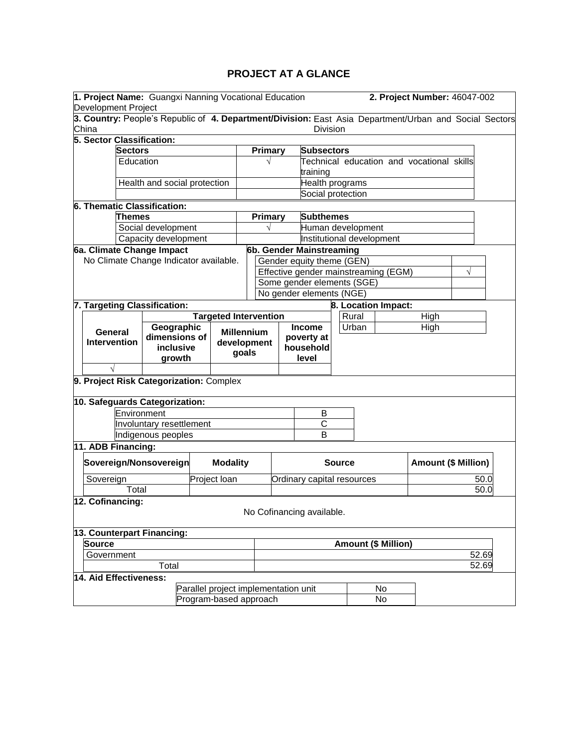# PROJECT AT A GLANCE

**1. Project Name:** Guangxi Nanning Vocational Education Development Project

**2. Project Number:** 46047-002

**3. Country:** People's Republic of China

**4. Department/Division:** East Asia Department/Urban and Social Sectors Division

**5. Sector Classification:**

| Sectors | Primary | Subsectors |
|---|---|---|
| Education | √ | Technical education and vocational skills training |
| Health and social protection | | Health programs |
| | | Social protection |

**6. Thematic Classification:**

| Themes | Primary | Subthemes |
|---|---|---|
| Social development | √ | Human development |
| Capacity development | | Institutional development |

**6a. Climate Change Impact**

No Climate Change Indicator available.

**6b. Gender Mainstreaming**

| | |
|---|---|
| Gender equity theme (GEN) | |
| Effective gender mainstreaming (EGM) | √ |
| Some gender elements (SGE) | |
| No gender elements (NGE) | |

**7. Targeting Classification:**

| General Intervention | Targeted Intervention | | |
|---|---|---|---|
| | Geographic dimensions of inclusive growth | Millennium development goals | Income poverty at household level |
| √ | | | |

**8. Location Impact:**

| | |
|---|---|
| Rural | High |
| Urban | High |

**9. Project Risk Categorization:** Complex

**10. Safeguards Categorization:**

| | |
|---|---|
| Environment | B |
| Involuntary resettlement | C |
| Indigenous peoples | B |

**11. ADB Financing:**

| Sovereign/Nonsovereign | Modality | Source | Amount ($ Million) |
|---|---|---|---|
| Sovereign | Project loan | Ordinary capital resources | 50.0 |
| Total | | | 50.0 |

**12. Cofinancing:**

No Cofinancing available.

**13. Counterpart Financing:**

| Source | Amount ($ Million) |
|---|---|
| Government | 52.69 |
| Total | 52.69 |

**14. Aid Effectiveness:**

| | |
|---|---|
| Parallel project implementation unit | No |
| Program-based approach | No |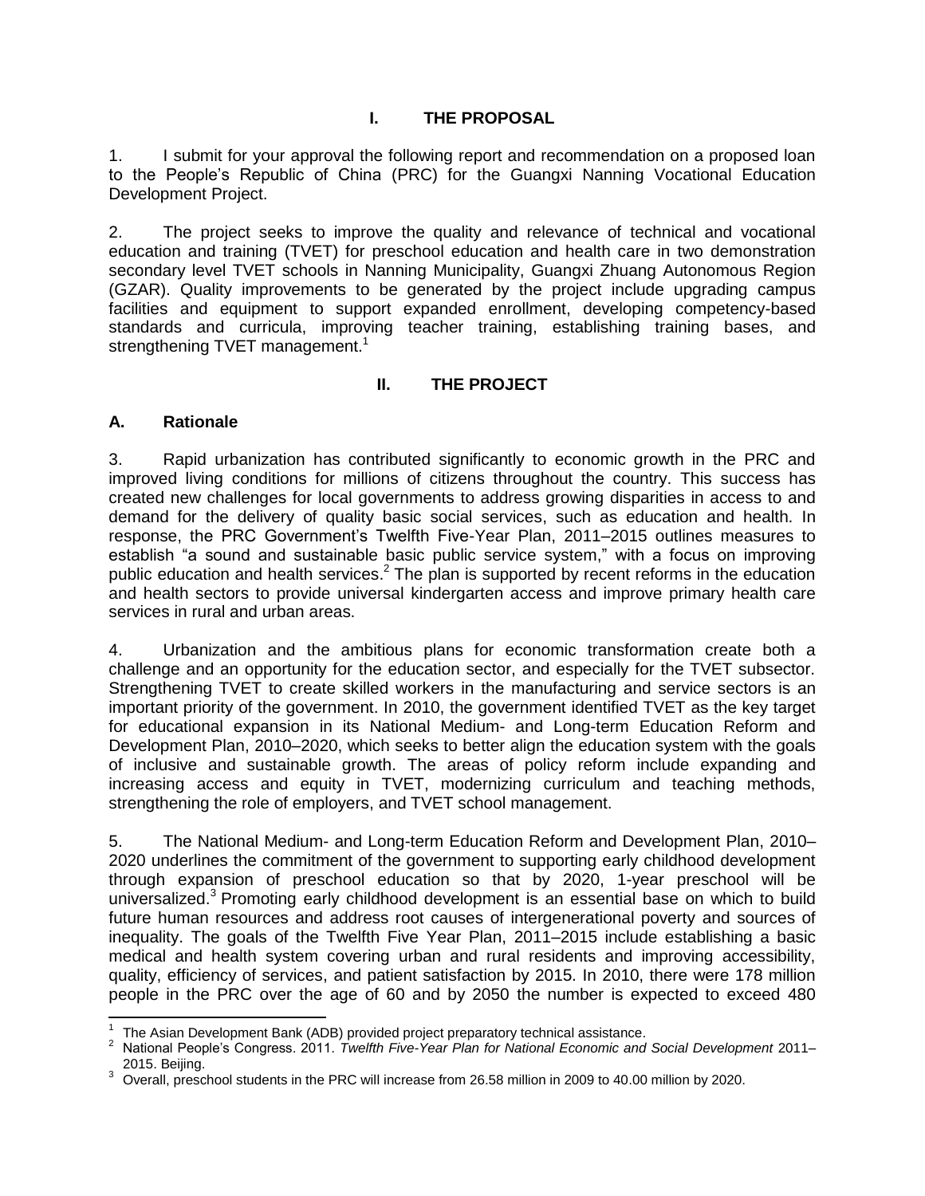# I. THE PROPOSAL

1. I submit for your approval the following report and recommendation on a proposed loan to the People's Republic of China (PRC) for the Guangxi Nanning Vocational Education Development Project.

2. The project seeks to improve the quality and relevance of technical and vocational education and training (TVET) for preschool education and health care in two demonstration secondary level TVET schools in Nanning Municipality, Guangxi Zhuang Autonomous Region (GZAR). Quality improvements to be generated by the project include upgrading campus facilities and equipment to support expanded enrollment, developing competency-based standards and curricula, improving teacher training, establishing training bases, and strengthening TVET management.[1]

# II. THE PROJECT

## A. Rationale

3. Rapid urbanization has contributed significantly to economic growth in the PRC and improved living conditions for millions of citizens throughout the country. This success has created new challenges for local governments to address growing disparities in access to and demand for the delivery of quality basic social services, such as education and health. In response, the PRC Government's Twelfth Five-Year Plan, 2011–2015 outlines measures to establish "a sound and sustainable basic public service system," with a focus on improving public education and health services.[2] The plan is supported by recent reforms in the education and health sectors to provide universal kindergarten access and improve primary health care services in rural and urban areas.

4. Urbanization and the ambitious plans for economic transformation create both a challenge and an opportunity for the education sector, and especially for the TVET subsector. Strengthening TVET to create skilled workers in the manufacturing and service sectors is an important priority of the government. In 2010, the government identified TVET as the key target for educational expansion in its National Medium- and Long-term Education Reform and Development Plan, 2010–2020, which seeks to better align the education system with the goals of inclusive and sustainable growth. The areas of policy reform include expanding and increasing access and equity in TVET, modernizing curriculum and teaching methods, strengthening the role of employers, and TVET school management.

5. The National Medium- and Long-term Education Reform and Development Plan, 2010–2020 underlines the commitment of the government to supporting early childhood development through expansion of preschool education so that by 2020, 1-year preschool will be universalized.[3] Promoting early childhood development is an essential base on which to build future human resources and address root causes of intergenerational poverty and sources of inequality. The goals of the Twelfth Five Year Plan, 2011–2015 include establishing a basic medical and health system covering urban and rural residents and improving accessibility, quality, efficiency of services, and patient satisfaction by 2015. In 2010, there were 178 million people in the PRC over the age of 60 and by 2050 the number is expected to exceed 480

---

[1] The Asian Development Bank (ADB) provided project preparatory technical assistance.

[2] National People's Congress. 2011. *Twelfth Five-Year Plan for National Economic and Social Development* 2011–2015. Beijing.

[3] Overall, preschool students in the PRC will increase from 26.58 million in 2009 to 40.00 million by 2020.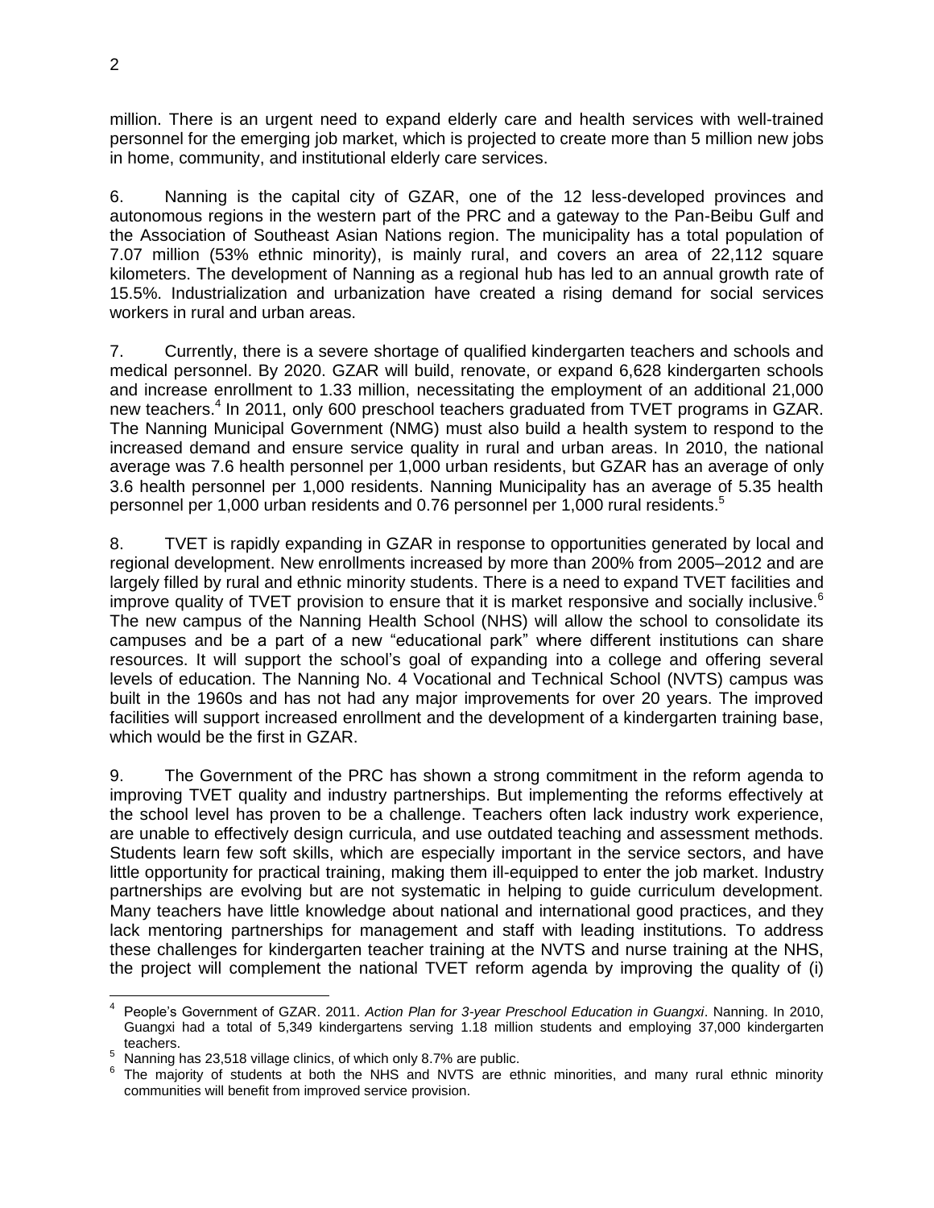million. There is an urgent need to expand elderly care and health services with well-trained personnel for the emerging job market, which is projected to create more than 5 million new jobs in home, community, and institutional elderly care services.

6. Nanning is the capital city of GZAR, one of the 12 less-developed provinces and autonomous regions in the western part of the PRC and a gateway to the Pan-Beibu Gulf and the Association of Southeast Asian Nations region. The municipality has a total population of 7.07 million (53% ethnic minority), is mainly rural, and covers an area of 22,112 square kilometers. The development of Nanning as a regional hub has led to an annual growth rate of 15.5%. Industrialization and urbanization have created a rising demand for social services workers in rural and urban areas.

7. Currently, there is a severe shortage of qualified kindergarten teachers and schools and medical personnel. By 2020. GZAR will build, renovate, or expand 6,628 kindergarten schools and increase enrollment to 1.33 million, necessitating the employment of an additional 21,000 new teachers.[4] In 2011, only 600 preschool teachers graduated from TVET programs in GZAR. The Nanning Municipal Government (NMG) must also build a health system to respond to the increased demand and ensure service quality in rural and urban areas. In 2010, the national average was 7.6 health personnel per 1,000 urban residents, but GZAR has an average of only 3.6 health personnel per 1,000 residents. Nanning Municipality has an average of 5.35 health personnel per 1,000 urban residents and 0.76 personnel per 1,000 rural residents.[5]

8. TVET is rapidly expanding in GZAR in response to opportunities generated by local and regional development. New enrollments increased by more than 200% from 2005–2012 and are largely filled by rural and ethnic minority students. There is a need to expand TVET facilities and improve quality of TVET provision to ensure that it is market responsive and socially inclusive.[6] The new campus of the Nanning Health School (NHS) will allow the school to consolidate its campuses and be a part of a new "educational park" where different institutions can share resources. It will support the school's goal of expanding into a college and offering several levels of education. The Nanning No. 4 Vocational and Technical School (NVTS) campus was built in the 1960s and has not had any major improvements for over 20 years. The improved facilities will support increased enrollment and the development of a kindergarten training base, which would be the first in GZAR.

9. The Government of the PRC has shown a strong commitment in the reform agenda to improving TVET quality and industry partnerships. But implementing the reforms effectively at the school level has proven to be a challenge. Teachers often lack industry work experience, are unable to effectively design curricula, and use outdated teaching and assessment methods. Students learn few soft skills, which are especially important in the service sectors, and have little opportunity for practical training, making them ill-equipped to enter the job market. Industry partnerships are evolving but are not systematic in helping to guide curriculum development. Many teachers have little knowledge about national and international good practices, and they lack mentoring partnerships for management and staff with leading institutions. To address these challenges for kindergarten teacher training at the NVTS and nurse training at the NHS, the project will complement the national TVET reform agenda by improving the quality of (i)

---

[4] People's Government of GZAR. 2011. *Action Plan for 3-year Preschool Education in Guangxi*. Nanning. In 2010, Guangxi had a total of 5,349 kindergartens serving 1.18 million students and employing 37,000 kindergarten teachers.

[5] Nanning has 23,518 village clinics, of which only 8.7% are public.

[6] The majority of students at both the NHS and NVTS are ethnic minorities, and many rural ethnic minority communities will benefit from improved service provision.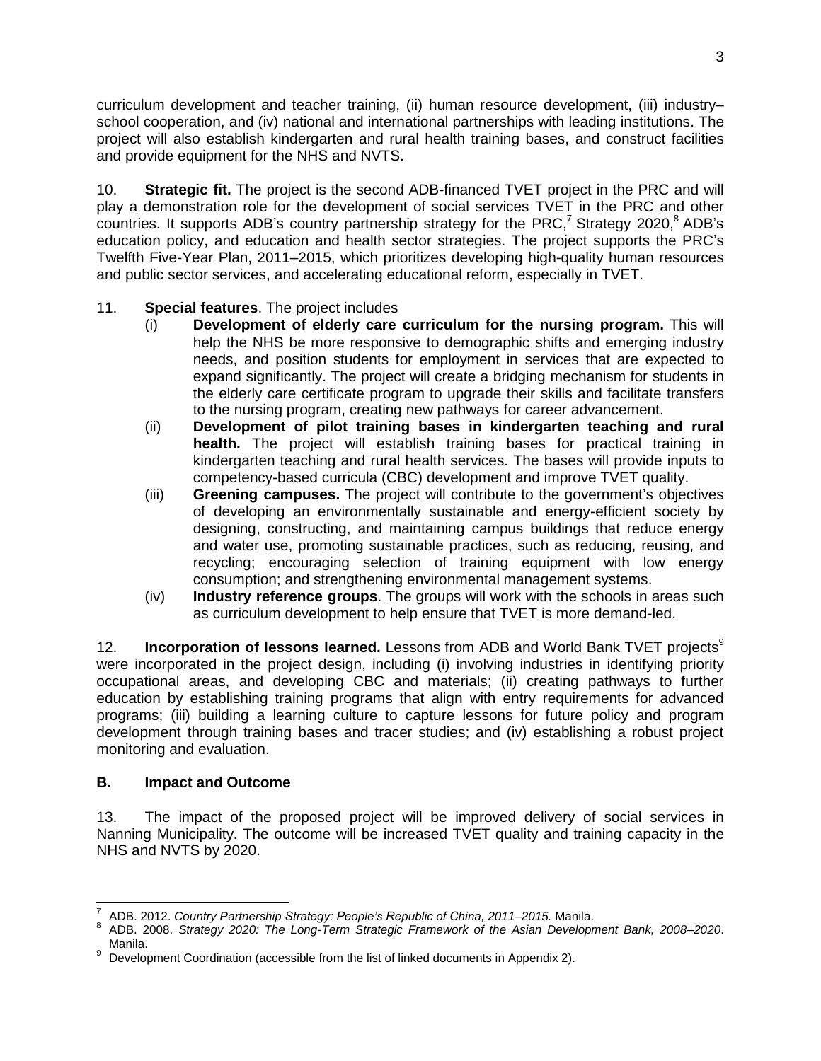curriculum development and teacher training, (ii) human resource development, (iii) industry–school cooperation, and (iv) national and international partnerships with leading institutions. The project will also establish kindergarten and rural health training bases, and construct facilities and provide equipment for the NHS and NVTS.

10. **Strategic fit.** The project is the second ADB-financed TVET project in the PRC and will play a demonstration role for the development of social services TVET in the PRC and other countries. It supports ADB's country partnership strategy for the PRC,[7] Strategy 2020,[8] ADB's education policy, and education and health sector strategies. The project supports the PRC's Twelfth Five-Year Plan, 2011–2015, which prioritizes developing high-quality human resources and public sector services, and accelerating educational reform, especially in TVET.

11. **Special features**. The project includes

   (i) **Development of elderly care curriculum for the nursing program.** This will help the NHS be more responsive to demographic shifts and emerging industry needs, and position students for employment in services that are expected to expand significantly. The project will create a bridging mechanism for students in the elderly care certificate program to upgrade their skills and facilitate transfers to the nursing program, creating new pathways for career advancement.

   (ii) **Development of pilot training bases in kindergarten teaching and rural health.** The project will establish training bases for practical training in kindergarten teaching and rural health services. The bases will provide inputs to competency-based curricula (CBC) development and improve TVET quality.

   (iii) **Greening campuses.** The project will contribute to the government's objectives of developing an environmentally sustainable and energy-efficient society by designing, constructing, and maintaining campus buildings that reduce energy and water use, promoting sustainable practices, such as reducing, reusing, and recycling; encouraging selection of training equipment with low energy consumption; and strengthening environmental management systems.

   (iv) **Industry reference groups**. The groups will work with the schools in areas such as curriculum development to help ensure that TVET is more demand-led.

12. **Incorporation of lessons learned.** Lessons from ADB and World Bank TVET projects[9] were incorporated in the project design, including (i) involving industries in identifying priority occupational areas, and developing CBC and materials; (ii) creating pathways to further education by establishing training programs that align with entry requirements for advanced programs; (iii) building a learning culture to capture lessons for future policy and program development through training bases and tracer studies; and (iv) establishing a robust project monitoring and evaluation.

### B. Impact and Outcome

13. The impact of the proposed project will be improved delivery of social services in Nanning Municipality. The outcome will be increased TVET quality and training capacity in the NHS and NVTS by 2020.

---

[7] ADB. 2012. *Country Partnership Strategy: People's Republic of China, 2011–2015.* Manila.

[8] ADB. 2008. *Strategy 2020: The Long-Term Strategic Framework of the Asian Development Bank, 2008–2020*. Manila.

[9] Development Coordination (accessible from the list of linked documents in Appendix 2).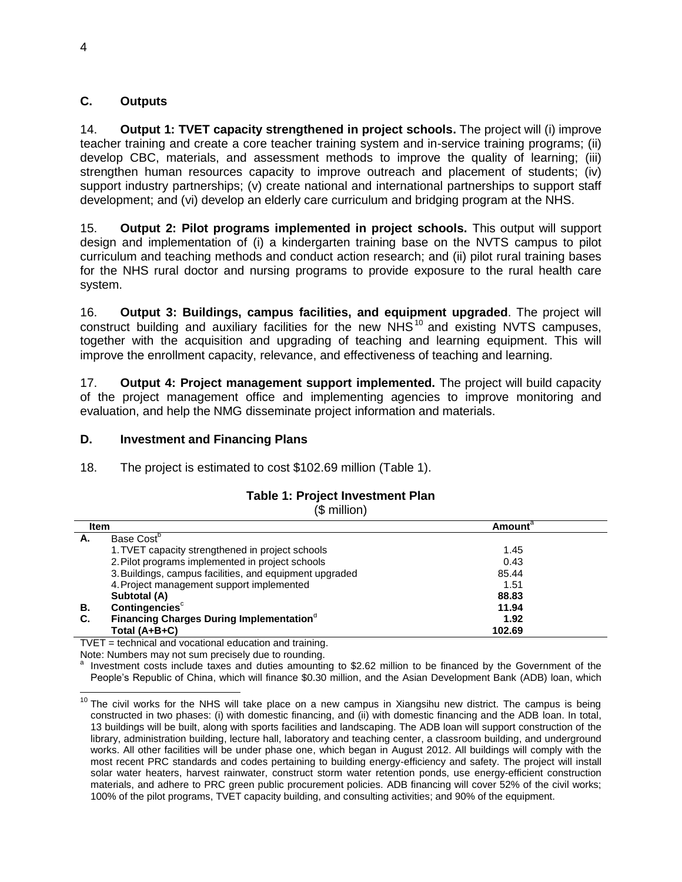## C. Outputs

14. **Output 1: TVET capacity strengthened in project schools.** The project will (i) improve teacher training and create a core teacher training system and in-service training programs; (ii) develop CBC, materials, and assessment methods to improve the quality of learning; (iii) strengthen human resources capacity to improve outreach and placement of students; (iv) support industry partnerships; (v) create national and international partnerships to support staff development; and (vi) develop an elderly care curriculum and bridging program at the NHS.

15. **Output 2: Pilot programs implemented in project schools.** This output will support design and implementation of (i) a kindergarten training base on the NVTS campus to pilot curriculum and teaching methods and conduct action research; and (ii) pilot rural training bases for the NHS rural doctor and nursing programs to provide exposure to the rural health care system.

16. **Output 3: Buildings, campus facilities, and equipment upgraded**. The project will construct building and auxiliary facilities for the new NHS[10] and existing NVTS campuses, together with the acquisition and upgrading of teaching and learning equipment. This will improve the enrollment capacity, relevance, and effectiveness of teaching and learning.

17. **Output 4: Project management support implemented.** The project will build capacity of the project management office and implementing agencies to improve monitoring and evaluation, and help the NMG disseminate project information and materials.

## D. Investment and Financing Plans

18. The project is estimated to cost $102.69 million (Table 1).

**Table 1: Project Investment Plan**
($ million)

| Item | | Amount[a] |
|---|---|---|
| A. | Base Cost[b] | |
| | 1. TVET capacity strengthened in project schools | 1.45 |
| | 2. Pilot programs implemented in project schools | 0.43 |
| | 3. Buildings, campus facilities, and equipment upgraded | 85.44 |
| | 4. Project management support implemented | 1.51 |
| | **Subtotal (A)** | **88.83** |
| **B.** | **Contingencies**[c] | **11.94** |
| **C.** | **Financing Charges During Implementation**[d] | **1.92** |
| | **Total (A+B+C)** | **102.69** |

TVET = technical and vocational education and training.

Note: Numbers may not sum precisely due to rounding.

[a] Investment costs include taxes and duties amounting to $2.62 million to be financed by the Government of the People's Republic of China, which will finance $0.30 million, and the Asian Development Bank (ADB) loan, which

[10] The civil works for the NHS will take place on a new campus in Xiangsihu new district. The campus is being constructed in two phases: (i) with domestic financing, and (ii) with domestic financing and the ADB loan. In total, 13 buildings will be built, along with sports facilities and landscaping. The ADB loan will support construction of the library, administration building, lecture hall, laboratory and teaching center, a classroom building, and underground works. All other facilities will be under phase one, which began in August 2012. All buildings will comply with the most recent PRC standards and codes pertaining to building energy-efficiency and safety. The project will install solar water heaters, harvest rainwater, construct storm water retention ponds, use energy-efficient construction materials, and adhere to PRC green public procurement policies. ADB financing will cover 52% of the civil works; 100% of the pilot programs, TVET capacity building, and consulting activities; and 90% of the equipment.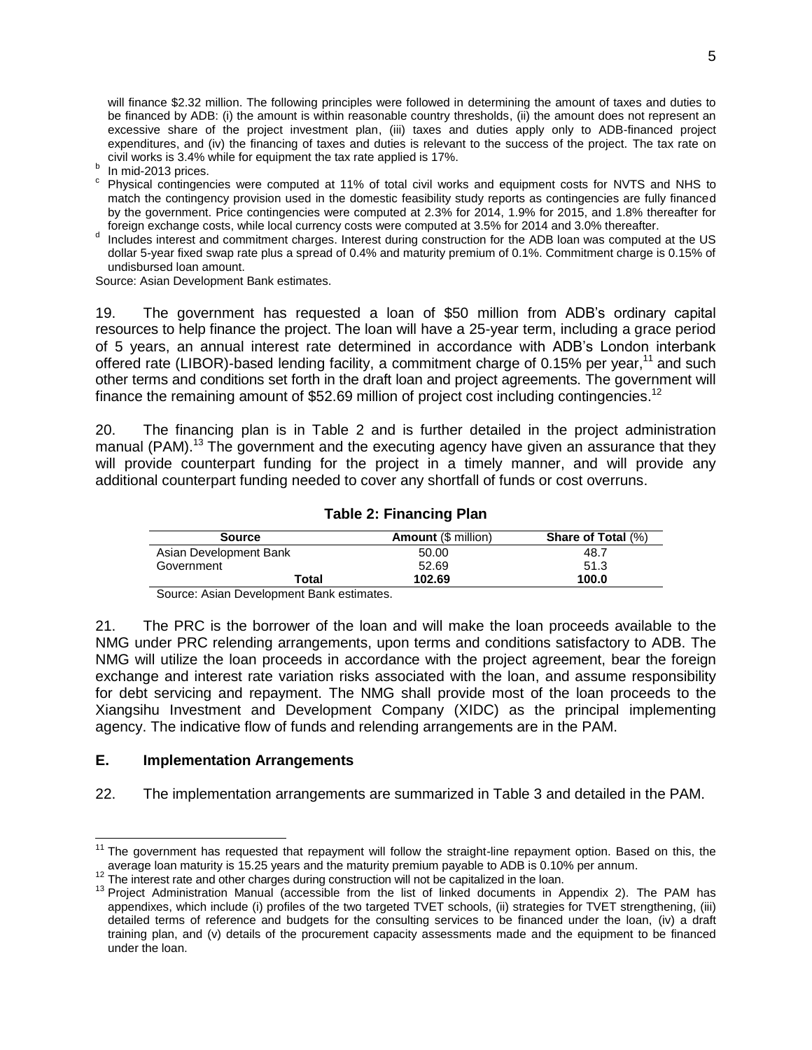will finance $2.32 million. The following principles were followed in determining the amount of taxes and duties to be financed by ADB: (i) the amount is within reasonable country thresholds, (ii) the amount does not represent an excessive share of the project investment plan, (iii) taxes and duties apply only to ADB-financed project expenditures, and (iv) the financing of taxes and duties is relevant to the success of the project. The tax rate on civil works is 3.4% while for equipment the tax rate applied is 17%.

[b] In mid-2013 prices.

[c] Physical contingencies were computed at 11% of total civil works and equipment costs for NVTS and NHS to match the contingency provision used in the domestic feasibility study reports as contingencies are fully financed by the government. Price contingencies were computed at 2.3% for 2014, 1.9% for 2015, and 1.8% thereafter for foreign exchange costs, while local currency costs were computed at 3.5% for 2014 and 3.0% thereafter.

[d] Includes interest and commitment charges. Interest during construction for the ADB loan was computed at the US dollar 5-year fixed swap rate plus a spread of 0.4% and maturity premium of 0.1%. Commitment charge is 0.15% of undisbursed loan amount.

Source: Asian Development Bank estimates.

19. The government has requested a loan of $50 million from ADB's ordinary capital resources to help finance the project. The loan will have a 25-year term, including a grace period of 5 years, an annual interest rate determined in accordance with ADB's London interbank offered rate (LIBOR)-based lending facility, a commitment charge of 0.15% per year,[11] and such other terms and conditions set forth in the draft loan and project agreements. The government will finance the remaining amount of $52.69 million of project cost including contingencies.[12]

20. The financing plan is in Table 2 and is further detailed in the project administration manual (PAM).[13] The government and the executing agency have given an assurance that they will provide counterpart funding for the project in a timely manner, and will provide any additional counterpart funding needed to cover any shortfall of funds or cost overruns.

**Table 2: Financing Plan**

| Source | Amount ($ million) | Share of Total (%) |
|---|---|---|
| Asian Development Bank | 50.00 | 48.7 |
| Government | 52.69 | 51.3 |
| **Total** | **102.69** | **100.0** |

Source: Asian Development Bank estimates.

21. The PRC is the borrower of the loan and will make the loan proceeds available to the NMG under PRC relending arrangements, upon terms and conditions satisfactory to ADB. The NMG will utilize the loan proceeds in accordance with the project agreement, bear the foreign exchange and interest rate variation risks associated with the loan, and assume responsibility for debt servicing and repayment. The NMG shall provide most of the loan proceeds to the Xiangsihu Investment and Development Company (XIDC) as the principal implementing agency. The indicative flow of funds and relending arrangements are in the PAM.

## E. Implementation Arrangements

22. The implementation arrangements are summarized in Table 3 and detailed in the PAM.

[11] The government has requested that repayment will follow the straight-line repayment option. Based on this, the average loan maturity is 15.25 years and the maturity premium payable to ADB is 0.10% per annum.

[12] The interest rate and other charges during construction will not be capitalized in the loan.

[13] Project Administration Manual (accessible from the list of linked documents in Appendix 2). The PAM has appendixes, which include (i) profiles of the two targeted TVET schools, (ii) strategies for TVET strengthening, (iii) detailed terms of reference and budgets for the consulting services to be financed under the loan, (iv) a draft training plan, and (v) details of the procurement capacity assessments made and the equipment to be financed under the loan.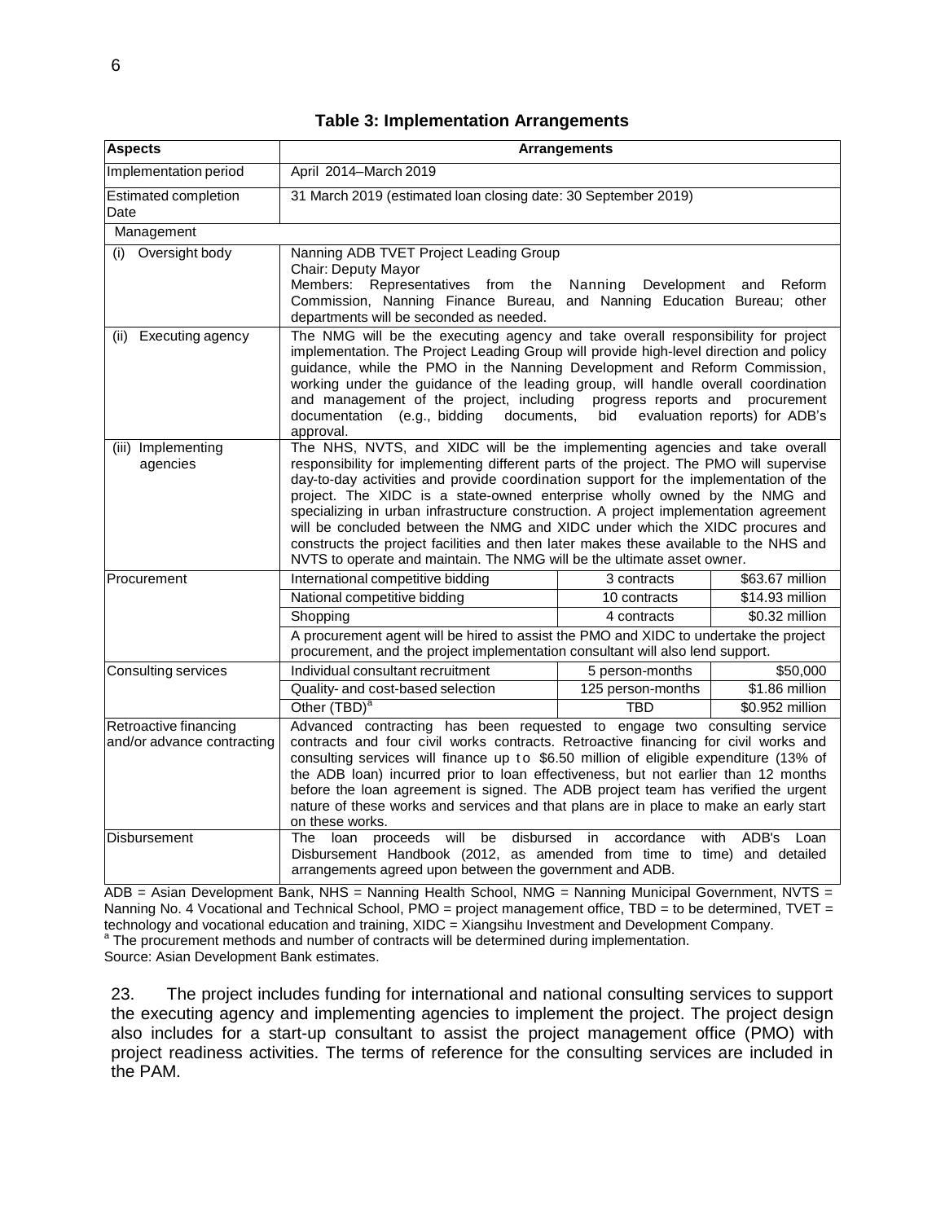**Table 3: Implementation Arrangements**

| Aspects | Arrangements | | |
|---|---|---|---|
| Implementation period | April 2014–March 2019 | | |
| Estimated completion Date | 31 March 2019 (estimated loan closing date: 30 September 2019) | | |
| Management | | | |
| (i) Oversight body | Nanning ADB TVET Project Leading Group<br>Chair: Deputy Mayor<br>Members: Representatives from the Nanning Development and Reform Commission, Nanning Finance Bureau, and Nanning Education Bureau; other departments will be seconded as needed. | | |
| (ii) Executing agency | The NMG will be the executing agency and take overall responsibility for project implementation. The Project Leading Group will provide high-level direction and policy guidance, while the PMO in the Nanning Development and Reform Commission, working under the guidance of the leading group, will handle overall coordination and management of the project, including progress reports and procurement documentation (e.g., bidding documents, bid evaluation reports) for ADB's approval. | | |
| (iii) Implementing agencies | The NHS, NVTS, and XIDC will be the implementing agencies and take overall responsibility for implementing different parts of the project. The PMO will supervise day-to-day activities and provide coordination support for the implementation of the project. The XIDC is a state-owned enterprise wholly owned by the NMG and specializing in urban infrastructure construction. A project implementation agreement will be concluded between the NMG and XIDC under which the XIDC procures and constructs the project facilities and then later makes these available to the NHS and NVTS to operate and maintain. The NMG will be the ultimate asset owner. | | |
| Procurement | International competitive bidding | 3 contracts | $63.67 million |
| | National competitive bidding | 10 contracts | $14.93 million |
| | Shopping | 4 contracts | $0.32 million |
| | A procurement agent will be hired to assist the PMO and XIDC to undertake the project procurement, and the project implementation consultant will also lend support. | | |
| Consulting services | Individual consultant recruitment | 5 person-months | $50,000 |
| | Quality- and cost-based selection | 125 person-months | $1.86 million |
| | Other (TBD)[a] | TBD | $0.952 million |
| Retroactive financing and/or advance contracting | Advanced contracting has been requested to engage two consulting service contracts and four civil works contracts. Retroactive financing for civil works and consulting services will finance up to $6.50 million of eligible expenditure (13% of the ADB loan) incurred prior to loan effectiveness, but not earlier than 12 months before the loan agreement is signed. The ADB project team has verified the urgent nature of these works and services and that plans are in place to make an early start on these works. | | |
| Disbursement | The loan proceeds will be disbursed in accordance with ADB's Loan Disbursement Handbook (2012, as amended from time to time) and detailed arrangements agreed upon between the government and ADB. | | |

ADB = Asian Development Bank, NHS = Nanning Health School, NMG = Nanning Municipal Government, NVTS = Nanning No. 4 Vocational and Technical School, PMO = project management office, TBD = to be determined, TVET = technology and vocational education and training, XIDC = Xiangsihu Investment and Development Company.
[a] The procurement methods and number of contracts will be determined during implementation.
Source: Asian Development Bank estimates.

23. The project includes funding for international and national consulting services to support the executing agency and implementing agencies to implement the project. The project design also includes for a start-up consultant to assist the project management office (PMO) with project readiness activities. The terms of reference for the consulting services are included in the PAM.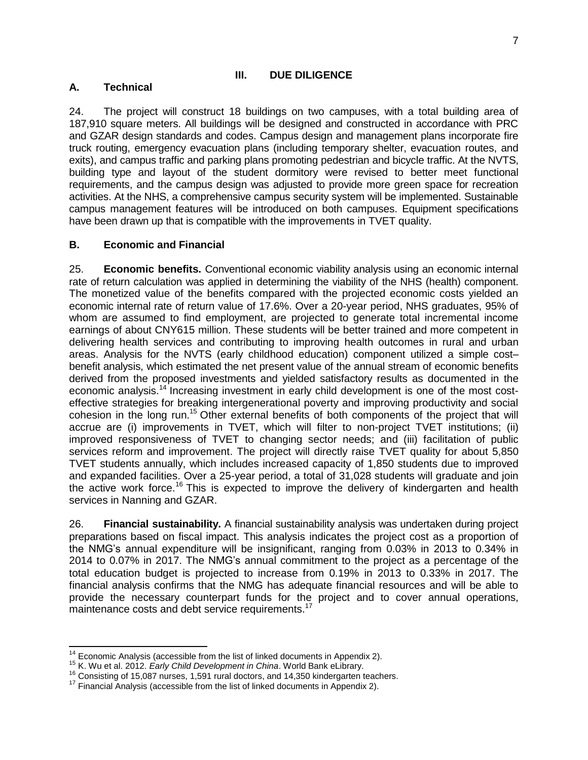# III. DUE DILIGENCE

## A. Technical

24. The project will construct 18 buildings on two campuses, with a total building area of 187,910 square meters. All buildings will be designed and constructed in accordance with PRC and GZAR design standards and codes. Campus design and management plans incorporate fire truck routing, emergency evacuation plans (including temporary shelter, evacuation routes, and exits), and campus traffic and parking plans promoting pedestrian and bicycle traffic. At the NVTS, building type and layout of the student dormitory were revised to better meet functional requirements, and the campus design was adjusted to provide more green space for recreation activities. At the NHS, a comprehensive campus security system will be implemented. Sustainable campus management features will be introduced on both campuses. Equipment specifications have been drawn up that is compatible with the improvements in TVET quality.

## B. Economic and Financial

25. **Economic benefits.** Conventional economic viability analysis using an economic internal rate of return calculation was applied in determining the viability of the NHS (health) component. The monetized value of the benefits compared with the projected economic costs yielded an economic internal rate of return value of 17.6%. Over a 20-year period, NHS graduates, 95% of whom are assumed to find employment, are projected to generate total incremental income earnings of about CNY615 million. These students will be better trained and more competent in delivering health services and contributing to improving health outcomes in rural and urban areas. Analysis for the NVTS (early childhood education) component utilized a simple cost–benefit analysis, which estimated the net present value of the annual stream of economic benefits derived from the proposed investments and yielded satisfactory results as documented in the economic analysis.[14] Increasing investment in early child development is one of the most cost-effective strategies for breaking intergenerational poverty and improving productivity and social cohesion in the long run.[15] Other external benefits of both components of the project that will accrue are (i) improvements in TVET, which will filter to non-project TVET institutions; (ii) improved responsiveness of TVET to changing sector needs; and (iii) facilitation of public services reform and improvement. The project will directly raise TVET quality for about 5,850 TVET students annually, which includes increased capacity of 1,850 students due to improved and expanded facilities. Over a 25-year period, a total of 31,028 students will graduate and join the active work force.[16] This is expected to improve the delivery of kindergarten and health services in Nanning and GZAR.

26. **Financial sustainability.** A financial sustainability analysis was undertaken during project preparations based on fiscal impact. This analysis indicates the project cost as a proportion of the NMG's annual expenditure will be insignificant, ranging from 0.03% in 2013 to 0.34% in 2014 to 0.07% in 2017. The NMG's annual commitment to the project as a percentage of the total education budget is projected to increase from 0.19% in 2013 to 0.33% in 2017. The financial analysis confirms that the NMG has adequate financial resources and will be able to provide the necessary counterpart funds for the project and to cover annual operations, maintenance costs and debt service requirements.[17]

---

[14] Economic Analysis (accessible from the list of linked documents in Appendix 2).

[15] K. Wu et al. 2012. *Early Child Development in China*. World Bank eLibrary.

[16] Consisting of 15,087 nurses, 1,591 rural doctors, and 14,350 kindergarten teachers.

[17] Financial Analysis (accessible from the list of linked documents in Appendix 2).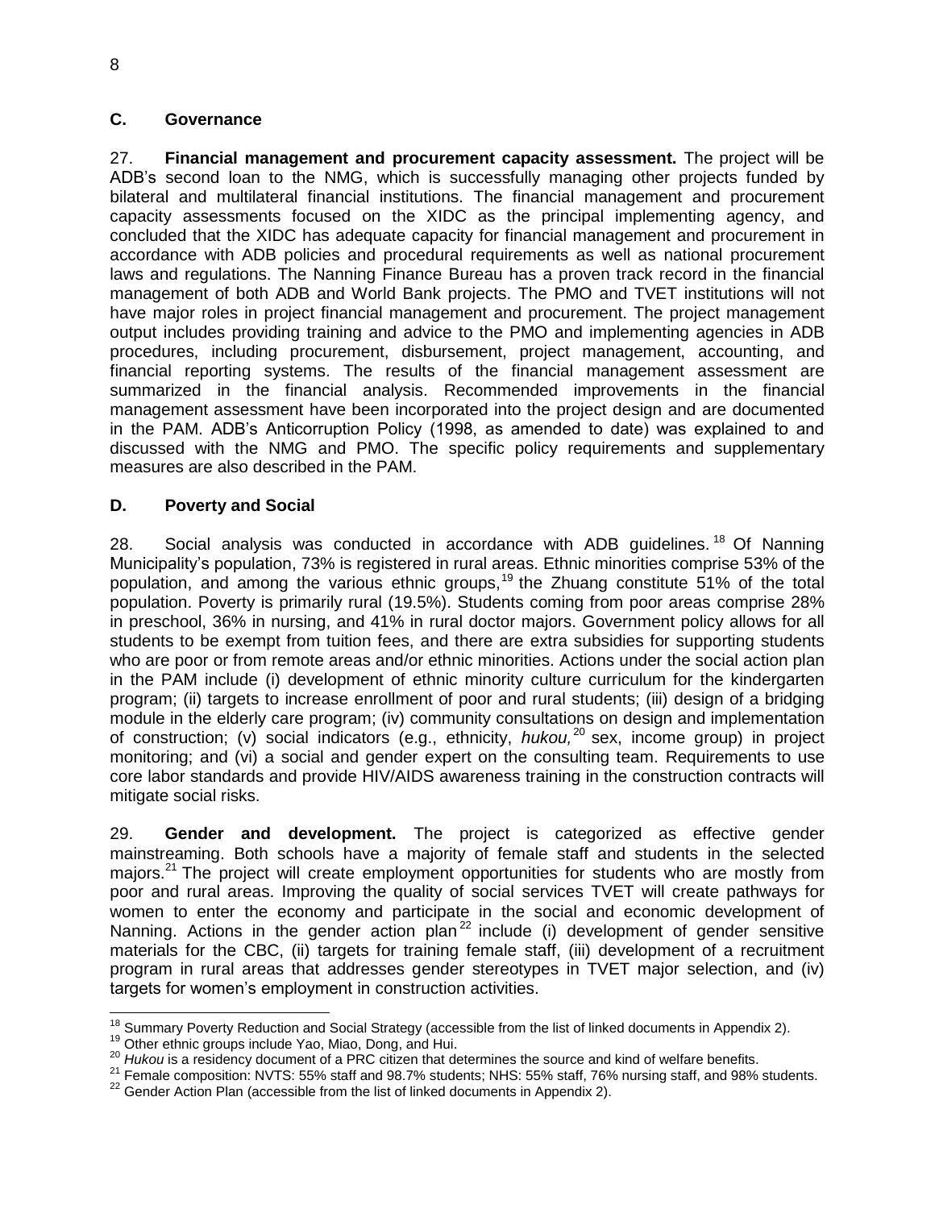## C. Governance

27. **Financial management and procurement capacity assessment.** The project will be ADB's second loan to the NMG, which is successfully managing other projects funded by bilateral and multilateral financial institutions. The financial management and procurement capacity assessments focused on the XIDC as the principal implementing agency, and concluded that the XIDC has adequate capacity for financial management and procurement in accordance with ADB policies and procedural requirements as well as national procurement laws and regulations. The Nanning Finance Bureau has a proven track record in the financial management of both ADB and World Bank projects. The PMO and TVET institutions will not have major roles in project financial management and procurement. The project management output includes providing training and advice to the PMO and implementing agencies in ADB procedures, including procurement, disbursement, project management, accounting, and financial reporting systems. The results of the financial management assessment are summarized in the financial analysis. Recommended improvements in the financial management assessment have been incorporated into the project design and are documented in the PAM. ADB's Anticorruption Policy (1998, as amended to date) was explained to and discussed with the NMG and PMO. The specific policy requirements and supplementary measures are also described in the PAM.

## D. Poverty and Social

28. Social analysis was conducted in accordance with ADB guidelines.[18] Of Nanning Municipality's population, 73% is registered in rural areas. Ethnic minorities comprise 53% of the population, and among the various ethnic groups,[19] the Zhuang constitute 51% of the total population. Poverty is primarily rural (19.5%). Students coming from poor areas comprise 28% in preschool, 36% in nursing, and 41% in rural doctor majors. Government policy allows for all students to be exempt from tuition fees, and there are extra subsidies for supporting students who are poor or from remote areas and/or ethnic minorities. Actions under the social action plan in the PAM include (i) development of ethnic minority culture curriculum for the kindergarten program; (ii) targets to increase enrollment of poor and rural students; (iii) design of a bridging module in the elderly care program; (iv) community consultations on design and implementation of construction; (v) social indicators (e.g., ethnicity, *hukou,*[20] sex, income group) in project monitoring; and (vi) a social and gender expert on the consulting team. Requirements to use core labor standards and provide HIV/AIDS awareness training in the construction contracts will mitigate social risks.

29. **Gender and development.** The project is categorized as effective gender mainstreaming. Both schools have a majority of female staff and students in the selected majors.[21] The project will create employment opportunities for students who are mostly from poor and rural areas. Improving the quality of social services TVET will create pathways for women to enter the economy and participate in the social and economic development of Nanning. Actions in the gender action plan[22] include (i) development of gender sensitive materials for the CBC, (ii) targets for training female staff, (iii) development of a recruitment program in rural areas that addresses gender stereotypes in TVET major selection, and (iv) targets for women's employment in construction activities.

---

[18] Summary Poverty Reduction and Social Strategy (accessible from the list of linked documents in Appendix 2).

[19] Other ethnic groups include Yao, Miao, Dong, and Hui.

[20] *Hukou* is a residency document of a PRC citizen that determines the source and kind of welfare benefits.

[21] Female composition: NVTS: 55% staff and 98.7% students; NHS: 55% staff, 76% nursing staff, and 98% students.

[22] Gender Action Plan (accessible from the list of linked documents in Appendix 2).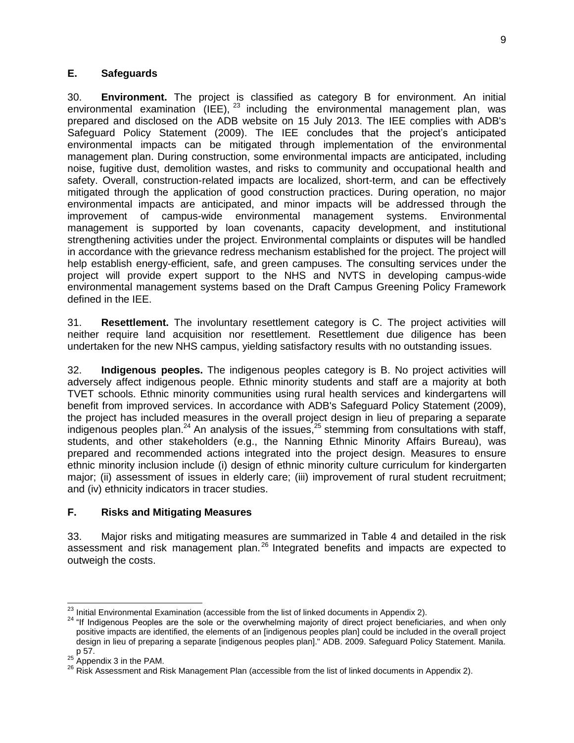## E. Safeguards

30. **Environment.** The project is classified as category B for environment. An initial environmental examination (IEE),[23] including the environmental management plan, was prepared and disclosed on the ADB website on 15 July 2013. The IEE complies with ADB's Safeguard Policy Statement (2009). The IEE concludes that the project's anticipated environmental impacts can be mitigated through implementation of the environmental management plan. During construction, some environmental impacts are anticipated, including noise, fugitive dust, demolition wastes, and risks to community and occupational health and safety. Overall, construction-related impacts are localized, short-term, and can be effectively mitigated through the application of good construction practices. During operation, no major environmental impacts are anticipated, and minor impacts will be addressed through the improvement of campus-wide environmental management systems. Environmental management is supported by loan covenants, capacity development, and institutional strengthening activities under the project. Environmental complaints or disputes will be handled in accordance with the grievance redress mechanism established for the project. The project will help establish energy-efficient, safe, and green campuses. The consulting services under the project will provide expert support to the NHS and NVTS in developing campus-wide environmental management systems based on the Draft Campus Greening Policy Framework defined in the IEE.

31. **Resettlement.** The involuntary resettlement category is C. The project activities will neither require land acquisition nor resettlement. Resettlement due diligence has been undertaken for the new NHS campus, yielding satisfactory results with no outstanding issues.

32. **Indigenous peoples.** The indigenous peoples category is B. No project activities will adversely affect indigenous people. Ethnic minority students and staff are a majority at both TVET schools. Ethnic minority communities using rural health services and kindergartens will benefit from improved services. In accordance with ADB's Safeguard Policy Statement (2009), the project has included measures in the overall project design in lieu of preparing a separate indigenous peoples plan.[24] An analysis of the issues,[25] stemming from consultations with staff, students, and other stakeholders (e.g., the Nanning Ethnic Minority Affairs Bureau), was prepared and recommended actions integrated into the project design. Measures to ensure ethnic minority inclusion include (i) design of ethnic minority culture curriculum for kindergarten major; (ii) assessment of issues in elderly care; (iii) improvement of rural student recruitment; and (iv) ethnicity indicators in tracer studies.

## F. Risks and Mitigating Measures

33. Major risks and mitigating measures are summarized in Table 4 and detailed in the risk assessment and risk management plan.[26] Integrated benefits and impacts are expected to outweigh the costs.

---

[23] Initial Environmental Examination (accessible from the list of linked documents in Appendix 2).

[24] "If Indigenous Peoples are the sole or the overwhelming majority of direct project beneficiaries, and when only positive impacts are identified, the elements of an [indigenous peoples plan] could be included in the overall project design in lieu of preparing a separate [indigenous peoples plan]." ADB. 2009. Safeguard Policy Statement. Manila. p 57.

[25] Appendix 3 in the PAM.

[26] Risk Assessment and Risk Management Plan (accessible from the list of linked documents in Appendix 2).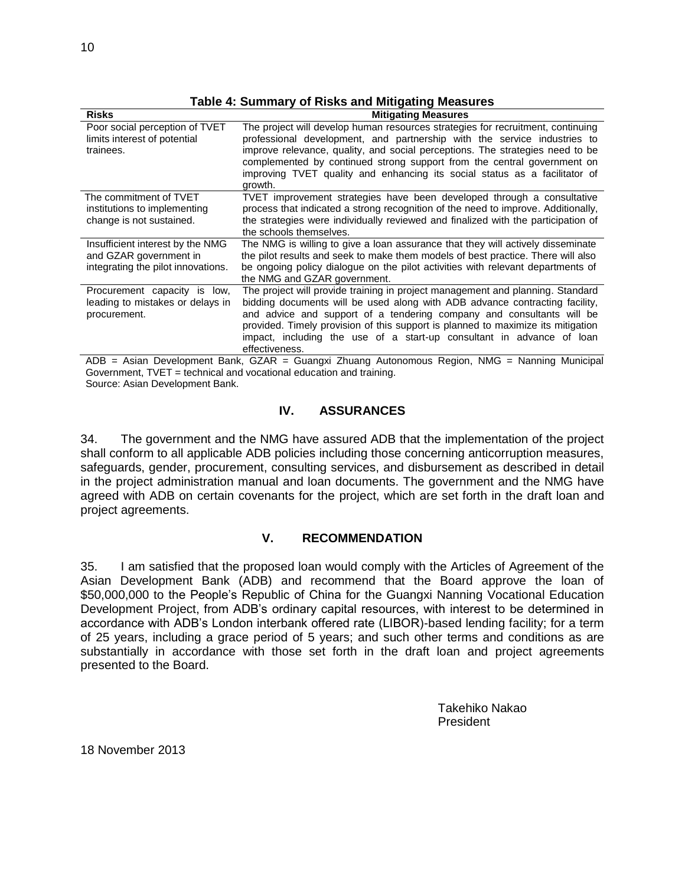**Table 4: Summary of Risks and Mitigating Measures**

| Risks | Mitigating Measures |
|---|---|
| Poor social perception of TVET limits interest of potential trainees. | The project will develop human resources strategies for recruitment, continuing professional development, and partnership with the service industries to improve relevance, quality, and social perceptions. The strategies need to be complemented by continued strong support from the central government on improving TVET quality and enhancing its social status as a facilitator of growth. |
| The commitment of TVET institutions to implementing change is not sustained. | TVET improvement strategies have been developed through a consultative process that indicated a strong recognition of the need to improve. Additionally, the strategies were individually reviewed and finalized with the participation of the schools themselves. |
| Insufficient interest by the NMG and GZAR government in integrating the pilot innovations. | The NMG is willing to give a loan assurance that they will actively disseminate the pilot results and seek to make them models of best practice. There will also be ongoing policy dialogue on the pilot activities with relevant departments of the NMG and GZAR government. |
| Procurement capacity is low, leading to mistakes or delays in procurement. | The project will provide training in project management and planning. Standard bidding documents will be used along with ADB advance contracting facility, and advice and support of a tendering company and consultants will be provided. Timely provision of this support is planned to maximize its mitigation impact, including the use of a start-up consultant in advance of loan effectiveness. |

ADB = Asian Development Bank, GZAR = Guangxi Zhuang Autonomous Region, NMG = Nanning Municipal Government, TVET = technical and vocational education and training.
Source: Asian Development Bank.

## IV. ASSURANCES

34. The government and the NMG have assured ADB that the implementation of the project shall conform to all applicable ADB policies including those concerning anticorruption measures, safeguards, gender, procurement, consulting services, and disbursement as described in detail in the project administration manual and loan documents. The government and the NMG have agreed with ADB on certain covenants for the project, which are set forth in the draft loan and project agreements.

## V. RECOMMENDATION

35. I am satisfied that the proposed loan would comply with the Articles of Agreement of the Asian Development Bank (ADB) and recommend that the Board approve the loan of \$50,000,000 to the People's Republic of China for the Guangxi Nanning Vocational Education Development Project, from ADB's ordinary capital resources, with interest to be determined in accordance with ADB's London interbank offered rate (LIBOR)-based lending facility; for a term of 25 years, including a grace period of 5 years; and such other terms and conditions as are substantially in accordance with those set forth in the draft loan and project agreements presented to the Board.

Takehiko Nakao
President

18 November 2013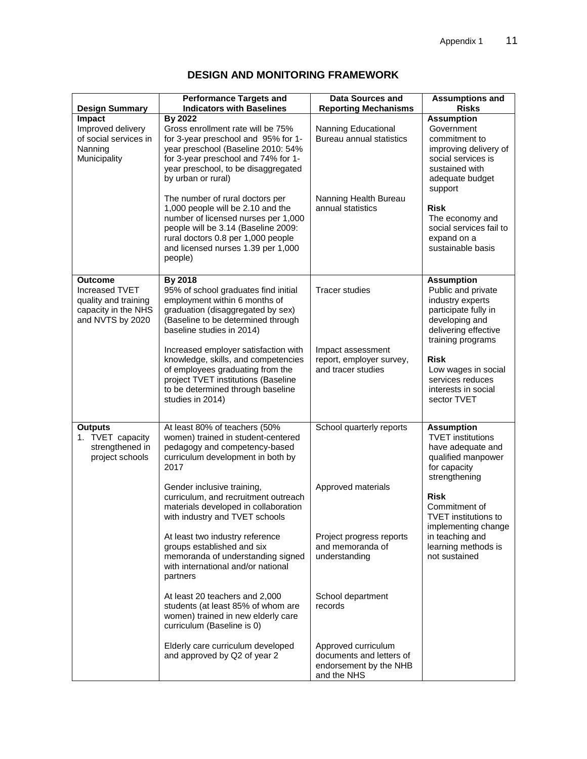# DESIGN AND MONITORING FRAMEWORK

| Design Summary | Performance Targets and Indicators with Baselines | Data Sources and Reporting Mechanisms | Assumptions and Risks |
|---|---|---|---|
| **Impact**<br>Improved delivery of social services in Nanning Municipality | **By 2022**<br>Gross enrollment rate will be 75% for 3-year preschool and 95% for 1-year preschool (Baseline 2010: 54% for 3-year preschool and 74% for 1-year preschool, to be disaggregated by urban or rural)<br><br>The number of rural doctors per 1,000 people will be 2.10 and the number of licensed nurses per 1,000 people will be 3.14 (Baseline 2009: rural doctors 0.8 per 1,000 people and licensed nurses 1.39 per 1,000 people) | Nanning Educational Bureau annual statistics<br><br>Nanning Health Bureau annual statistics | **Assumption**<br>Government commitment to improving delivery of social services is sustained with adequate budget support<br><br>**Risk**<br>The economy and social services fail to expand on a sustainable basis |
| **Outcome**<br>Increased TVET quality and training capacity in the NHS and NVTS by 2020 | **By 2018**<br>95% of school graduates find initial employment within 6 months of graduation (disaggregated by sex) (Baseline to be determined through baseline studies in 2014)<br><br>Increased employer satisfaction with knowledge, skills, and competencies of employees graduating from the project TVET institutions (Baseline to be determined through baseline studies in 2014) | Tracer studies<br><br>Impact assessment report, employer survey, and tracer studies | **Assumption**<br>Public and private industry experts participate fully in developing and delivering effective training programs<br><br>**Risk**<br>Low wages in social services reduces interests in social sector TVET |
| **Outputs**<br>1. TVET capacity strengthened in project schools | At least 80% of teachers (50% women) trained in student-centered pedagogy and competency-based curriculum development in both by 2017<br><br>Gender inclusive training, curriculum, and recruitment outreach materials developed in collaboration with industry and TVET schools<br><br>At least two industry reference groups established and six memoranda of understanding signed with international and/or national partners<br><br>At least 20 teachers and 2,000 students (at least 85% of whom are women) trained in new elderly care curriculum (Baseline is 0)<br><br>Elderly care curriculum developed and approved by Q2 of year 2 | School quarterly reports<br><br>Approved materials<br><br>Project progress reports and memoranda of understanding<br><br>School department records<br><br>Approved curriculum documents and letters of endorsement by the NHB and the NHS | **Assumption**<br>TVET institutions have adequate and qualified manpower for capacity strengthening<br><br>**Risk**<br>Commitment of TVET institutions to implementing change in teaching and learning methods is not sustained |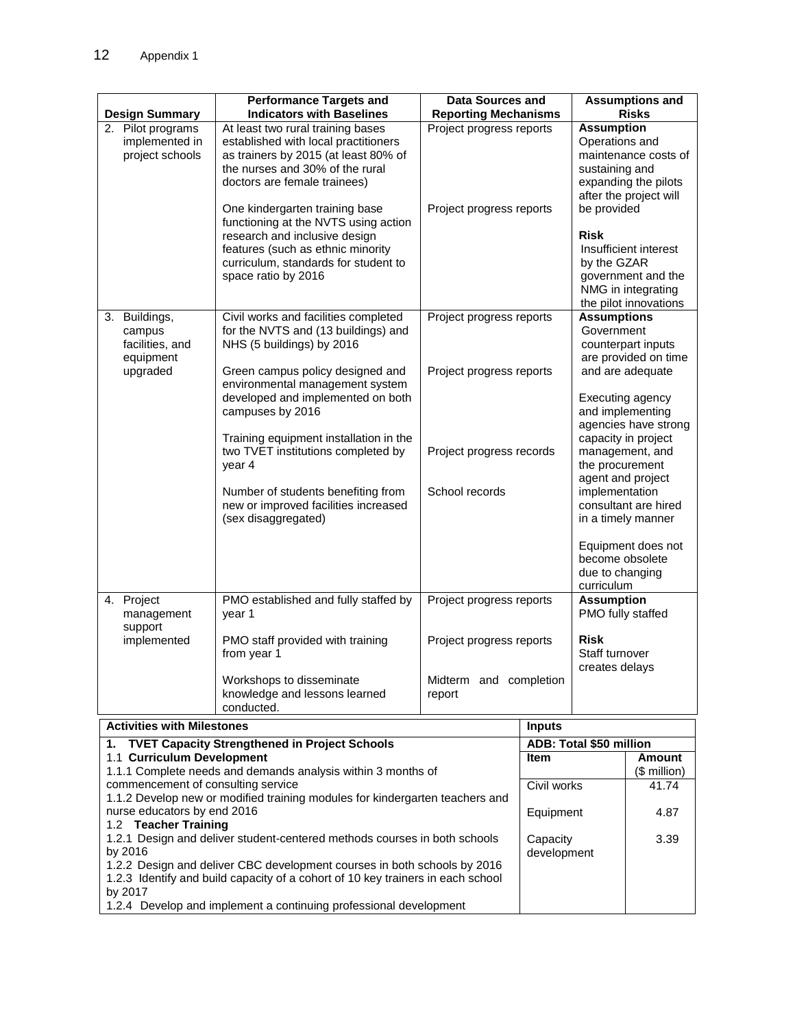| Design Summary | Performance Targets and Indicators with Baselines | Data Sources and Reporting Mechanisms | Assumptions and Risks |
|---|---|---|---|
| 2. Pilot programs implemented in project schools | At least two rural training bases established with local practitioners as trainers by 2015 (at least 80% of the nurses and 30% of the rural doctors are female trainees)<br><br>One kindergarten training base functioning at the NVTS using action research and inclusive design features (such as ethnic minority curriculum, standards for student to space ratio by 2016 | Project progress reports<br><br>Project progress reports | **Assumption**<br>Operations and maintenance costs of sustaining and expanding the pilots after the project will be provided<br><br>**Risk**<br>Insufficient interest by the GZAR government and the NMG in integrating the pilot innovations |
| 3. Buildings, campus facilities, and equipment upgraded | Civil works and facilities completed for the NVTS and (13 buildings) and NHS (5 buildings) by 2016<br><br>Green campus policy designed and environmental management system developed and implemented on both campuses by 2016<br><br>Training equipment installation in the two TVET institutions completed by year 4<br><br>Number of students benefiting from new or improved facilities increased (sex disaggregated) | Project progress reports<br><br>Project progress reports<br><br>Project progress records<br><br>School records | **Assumptions**<br>Government counterpart inputs are provided on time and are adequate<br><br>Executing agency and implementing agencies have strong capacity in project management, and the procurement agent and project implementation consultant are hired in a timely manner<br><br>Equipment does not become obsolete due to changing curriculum |
| 4. Project management support implemented | PMO established and fully staffed by year 1<br><br>PMO staff provided with training from year 1<br><br>Workshops to disseminate knowledge and lessons learned conducted. | Project progress reports<br><br>Project progress reports<br><br>Midterm and completion report | **Assumption**<br>PMO fully staffed<br><br>**Risk**<br>Staff turnover creates delays |

| Activities with Milestones | Inputs | |
|---|---|---|
| **1. TVET Capacity Strengthened in Project Schools** | **ADB: Total $50 million** | |
| **1.1 Curriculum Development**<br>1.1.1 Complete needs and demands analysis within 3 months of commencement of consulting service<br>1.1.2 Develop new or modified training modules for kindergarten teachers and nurse educators by end 2016<br>**1.2 Teacher Training**<br>1.2.1 Design and deliver student-centered methods courses in both schools by 2016<br>1.2.2 Design and deliver CBC development courses in both schools by 2016<br>1.2.3 Identify and build capacity of a cohort of 10 key trainers in each school by 2017<br>1.2.4 Develop and implement a continuing professional development | **Item**<br>Civil works<br>Equipment<br>Capacity development | **Amount ($ million)**<br>41.74<br>4.87<br>3.39 |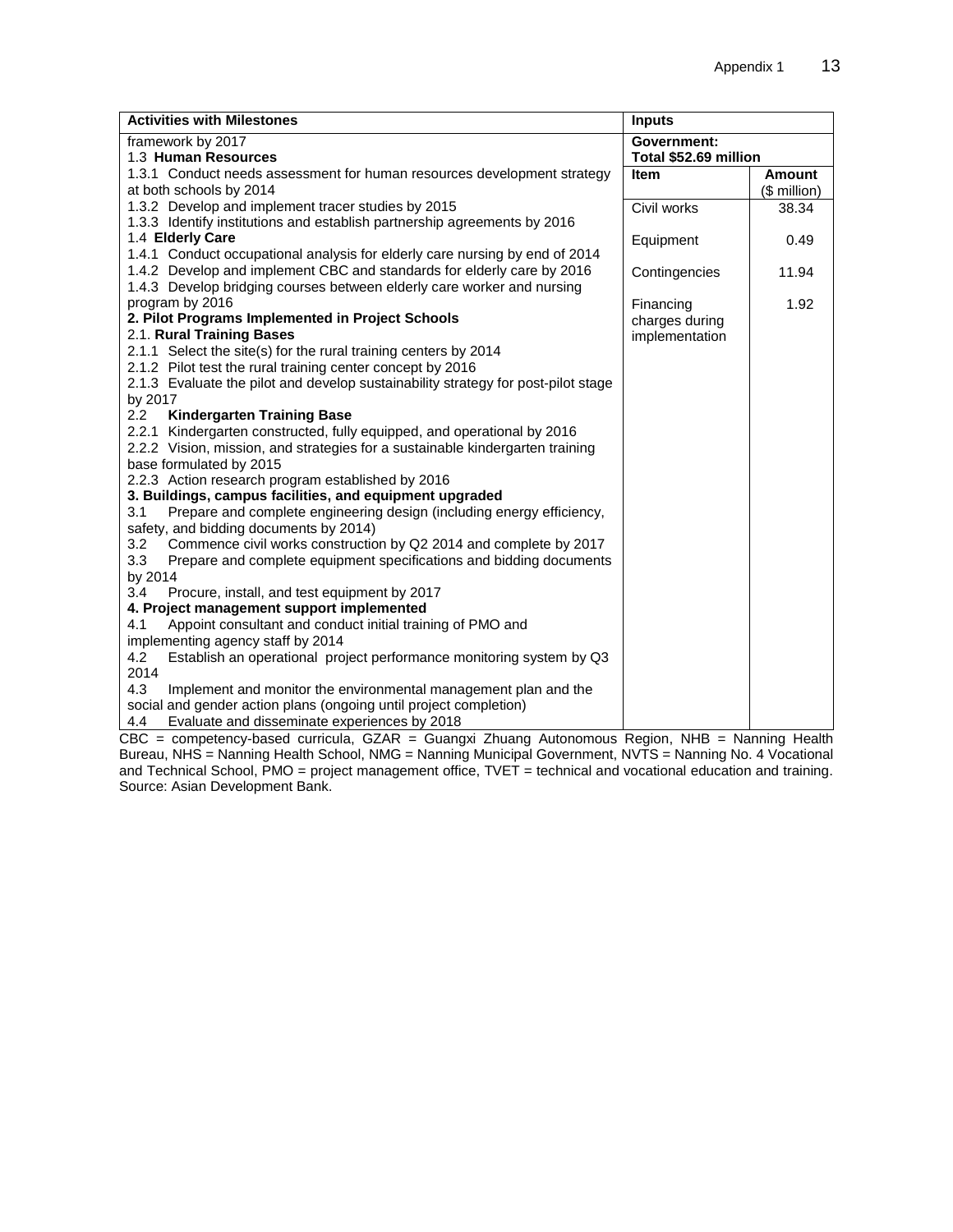| Activities with Milestones | Inputs | |
|---|---|---|
| framework by 2017<br>1.3 **Human Resources** | **Government:**<br>**Total $52.69 million** | |
| 1.3.1 Conduct needs assessment for human resources development strategy at both schools by 2014 | **Item** | **Amount** ($ million) |
| 1.3.2 Develop and implement tracer studies by 2015<br>1.3.3 Identify institutions and establish partnership agreements by 2016<br>1.4 **Elderly Care** | Civil works | 38.34 |
| 1.4.1 Conduct occupational analysis for elderly care nursing by end of 2014 | Equipment | 0.49 |
| 1.4.2 Develop and implement CBC and standards for elderly care by 2016<br>1.4.3 Develop bridging courses between elderly care worker and nursing | Contingencies | 11.94 |
| program by 2016<br>**2. Pilot Programs Implemented in Project Schools**<br>2.1. **Rural Training Bases**<br>2.1.1 Select the site(s) for the rural training centers by 2014<br>2.1.2 Pilot test the rural training center concept by 2016<br>2.1.3 Evaluate the pilot and develop sustainability strategy for post-pilot stage by 2017<br>2.2 **Kindergarten Training Base**<br>2.2.1 Kindergarten constructed, fully equipped, and operational by 2016<br>2.2.2 Vision, mission, and strategies for a sustainable kindergarten training base formulated by 2015<br>2.2.3 Action research program established by 2016<br>**3. Buildings, campus facilities, and equipment upgraded**<br>3.1 Prepare and complete engineering design (including energy efficiency, safety, and bidding documents by 2014)<br>3.2 Commence civil works construction by Q2 2014 and complete by 2017<br>3.3 Prepare and complete equipment specifications and bidding documents by 2014<br>3.4 Procure, install, and test equipment by 2017<br>**4. Project management support implemented**<br>4.1 Appoint consultant and conduct initial training of PMO and implementing agency staff by 2014<br>4.2 Establish an operational project performance monitoring system by Q3 2014<br>4.3 Implement and monitor the environmental management plan and the social and gender action plans (ongoing until project completion)<br>4.4 Evaluate and disseminate experiences by 2018 | Financing charges during implementation | 1.92 |

CBC = competency-based curricula, GZAR = Guangxi Zhuang Autonomous Region, NHB = Nanning Health Bureau, NHS = Nanning Health School, NMG = Nanning Municipal Government, NVTS = Nanning No. 4 Vocational and Technical School, PMO = project management office, TVET = technical and vocational education and training.
Source: Asian Development Bank.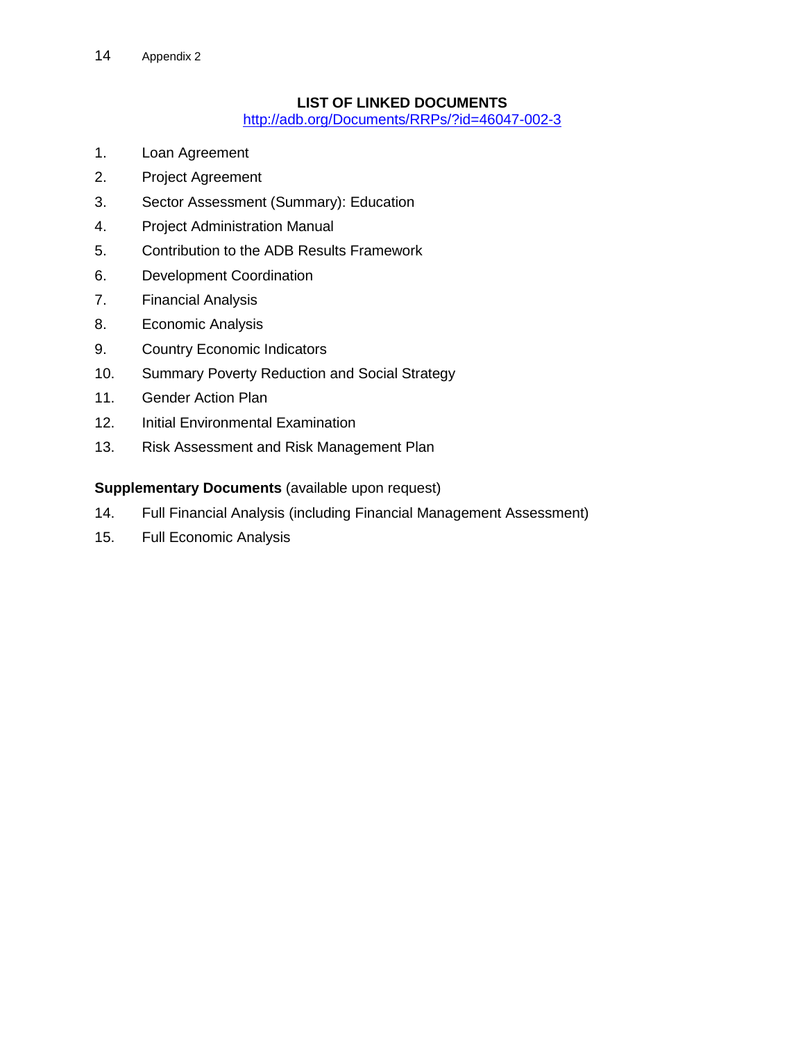## LIST OF LINKED DOCUMENTS

http://adb.org/Documents/RRPs/?id=46047-002-3

1. Loan Agreement
2. Project Agreement
3. Sector Assessment (Summary): Education
4. Project Administration Manual
5. Contribution to the ADB Results Framework
6. Development Coordination
7. Financial Analysis
8. Economic Analysis
9. Country Economic Indicators
10. Summary Poverty Reduction and Social Strategy
11. Gender Action Plan
12. Initial Environmental Examination
13. Risk Assessment and Risk Management Plan

**Supplementary Documents** (available upon request)

14. Full Financial Analysis (including Financial Management Assessment)
15. Full Economic Analysis